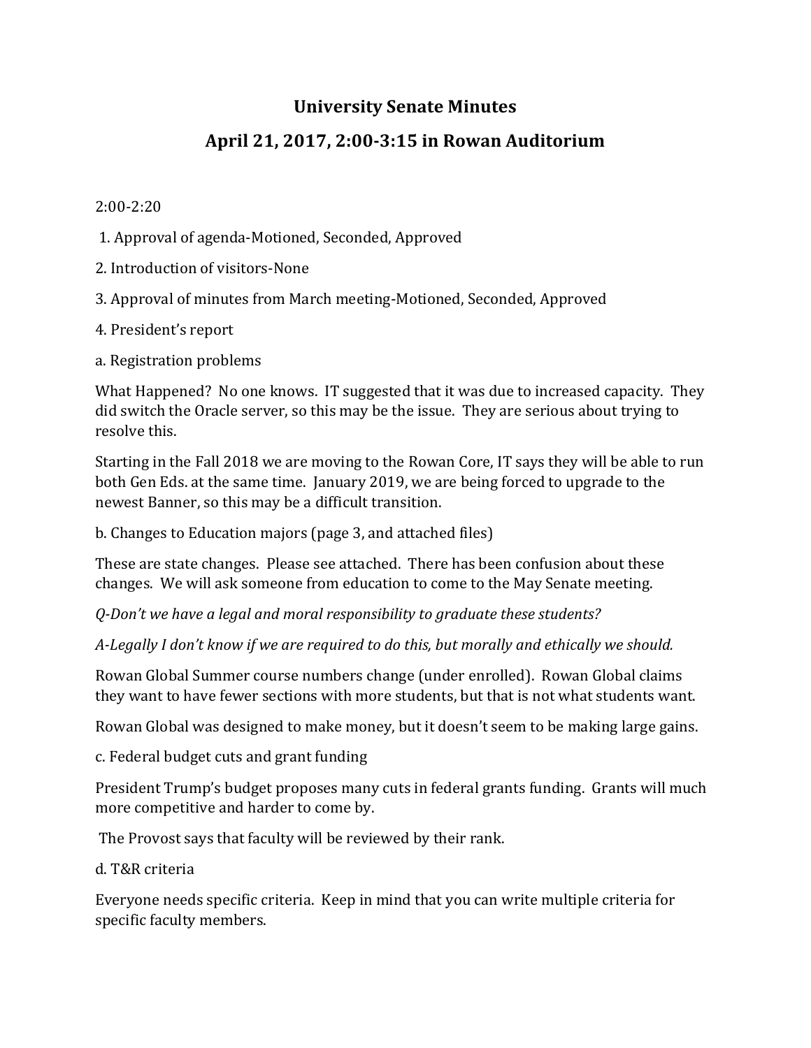# University Senate Minutes

## April 21, 2017, 2:00-3:15 in Rowan Auditorium

2:00-2:20

1. Approval of agenda-Motioned, Seconded, Approved

2. Introduction of visitors-None

3. Approval of minutes from March meeting-Motioned, Seconded, Approved

4. President's report

a. Registration problems

What Happened? No one knows. IT suggested that it was due to increased capacity. They did switch the Oracle server, so this may be the issue. They are serious about trying to resolve this.

Starting in the Fall 2018 we are moving to the Rowan Core, IT says they will be able to run both Gen Eds. at the same time. January 2019, we are being forced to upgrade to the newest Banner, so this may be a difficult transition.

b. Changes to Education majors (page 3, and attached files)

These are state changes. Please see attached. There has been confusion about these changes. We will ask someone from education to come to the May Senate meeting.

*Q-Don't we have a legal and moral responsibility to graduate these students?*

*A-Legally I don't know if we are required to do this, but morally and ethically we should.*

Rowan Global Summer course numbers change (under enrolled). Rowan Global claims they want to have fewer sections with more students, but that is not what students want.

Rowan Global was designed to make money, but it doesn't seem to be making large gains.

c. Federal budget cuts and grant funding

President Trump's budget proposes many cuts in federal grants funding. Grants will much more competitive and harder to come by.

The Provost says that faculty will be reviewed by their rank.

d. T&R criteria

Everyone needs specific criteria. Keep in mind that you can write multiple criteria for specific faculty members.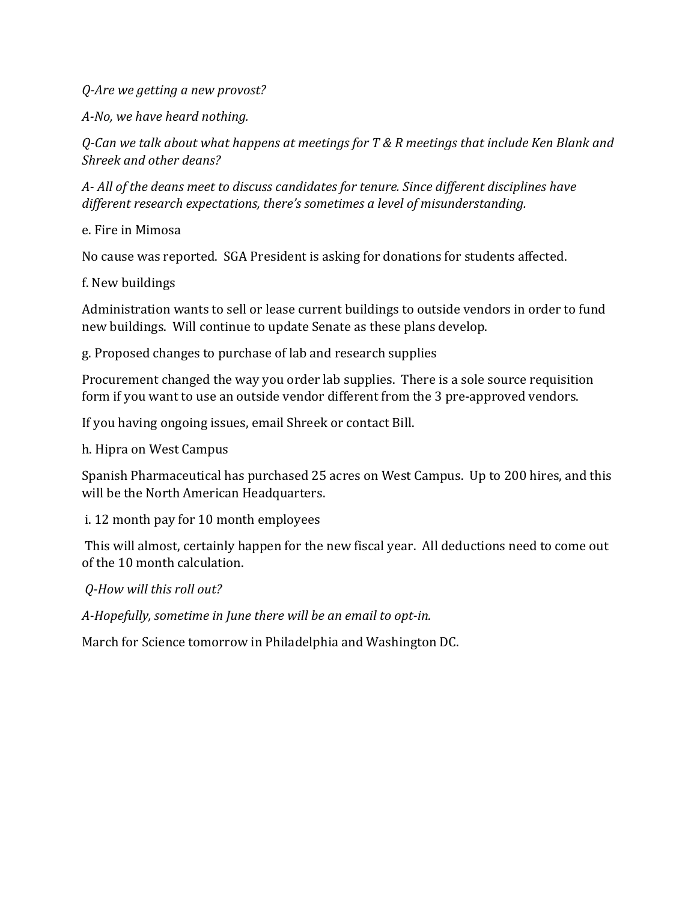*Q-Are we getting a new provost?*

*A-No, we have heard nothing.*

*Q-Can we talk about what happens at meetings for T & R meetings that include Ken Blank and Shreek and other deans?*

*A- All of the deans meet to discuss candidates for tenure. Since different disciplines have different research expectations, there's sometimes a level of misunderstanding.*

e. Fire in Mimosa

No cause was reported. SGA President is asking for donations for students affected.

f. New buildings

Administration wants to sell or lease current buildings to outside vendors in order to fund new buildings. Will continue to update Senate as these plans develop.

g. Proposed changes to purchase of lab and research supplies

Procurement changed the way you order lab supplies. There is a sole source requisition form if you want to use an outside vendor different from the 3 pre-approved vendors.

If you having ongoing issues, email Shreek or contact Bill.

h. Hipra on West Campus

Spanish Pharmaceutical has purchased 25 acres on West Campus. Up to 200 hires, and this will be the North American Headquarters.

i. 12 month pay for 10 month employees

This will almost, certainly happen for the new fiscal year. All deductions need to come out of the 10 month calculation.

*Q-How will this roll out?*

*A-Hopefully, sometime in June there will be an email to opt-in.*

March for Science tomorrow in Philadelphia and Washington DC.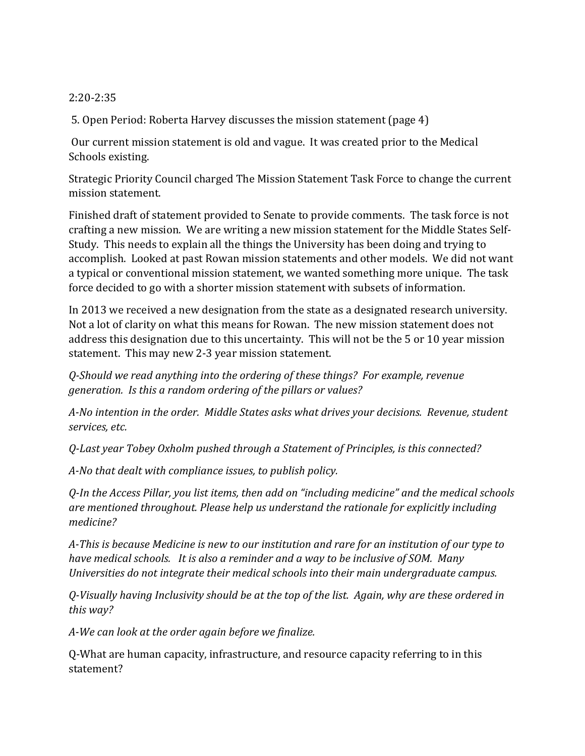2:20-2:35

5. Open Period: Roberta Harvey discusses the mission statement (page 4)

Our current mission statement is old and vague. It was created prior to the Medical Schools existing.

Strategic Priority Council charged The Mission Statement Task Force to change the current mission statement.

Finished draft of statement provided to Senate to provide comments. The task force is not crafting a new mission. We are writing a new mission statement for the Middle States Self-Study. This needs to explain all the things the University has been doing and trying to accomplish. Looked at past Rowan mission statements and other models. We did not want a typical or conventional mission statement, we wanted something more unique. The task force decided to go with a shorter mission statement with subsets of information.

In 2013 we received a new designation from the state as a designated research university. Not a lot of clarity on what this means for Rowan. The new mission statement does not address this designation due to this uncertainty. This will not be the 5 or 10 year mission statement. This may new 2-3 year mission statement.

*Q-Should we read anything into the ordering of these things? For example, revenue generation. Is this a random ordering of the pillars or values?*

*A-No intention in the order. Middle States asks what drives your decisions. Revenue, student services, etc.*

*Q-Last year Tobey Oxholm pushed through a Statement of Principles, is this connected?*

*A-No that dealt with compliance issues, to publish policy.*

*Q-In the Access Pillar, you list items, then add on "including medicine" and the medical schools are mentioned throughout. Please help us understand the rationale for explicitly including medicine?*

*A-This is because Medicine is new to our institution and rare for an institution of our type to have medical schools. It is also a reminder and a way to be inclusive of SOM. Many Universities do not integrate their medical schools into their main undergraduate campus.*

*Q-Visually having Inclusivity should be at the top of the list. Again, why are these ordered in this way?*

*A-We can look at the order again before we finalize.*

Q-What are human capacity, infrastructure, and resource capacity referring to in this statement?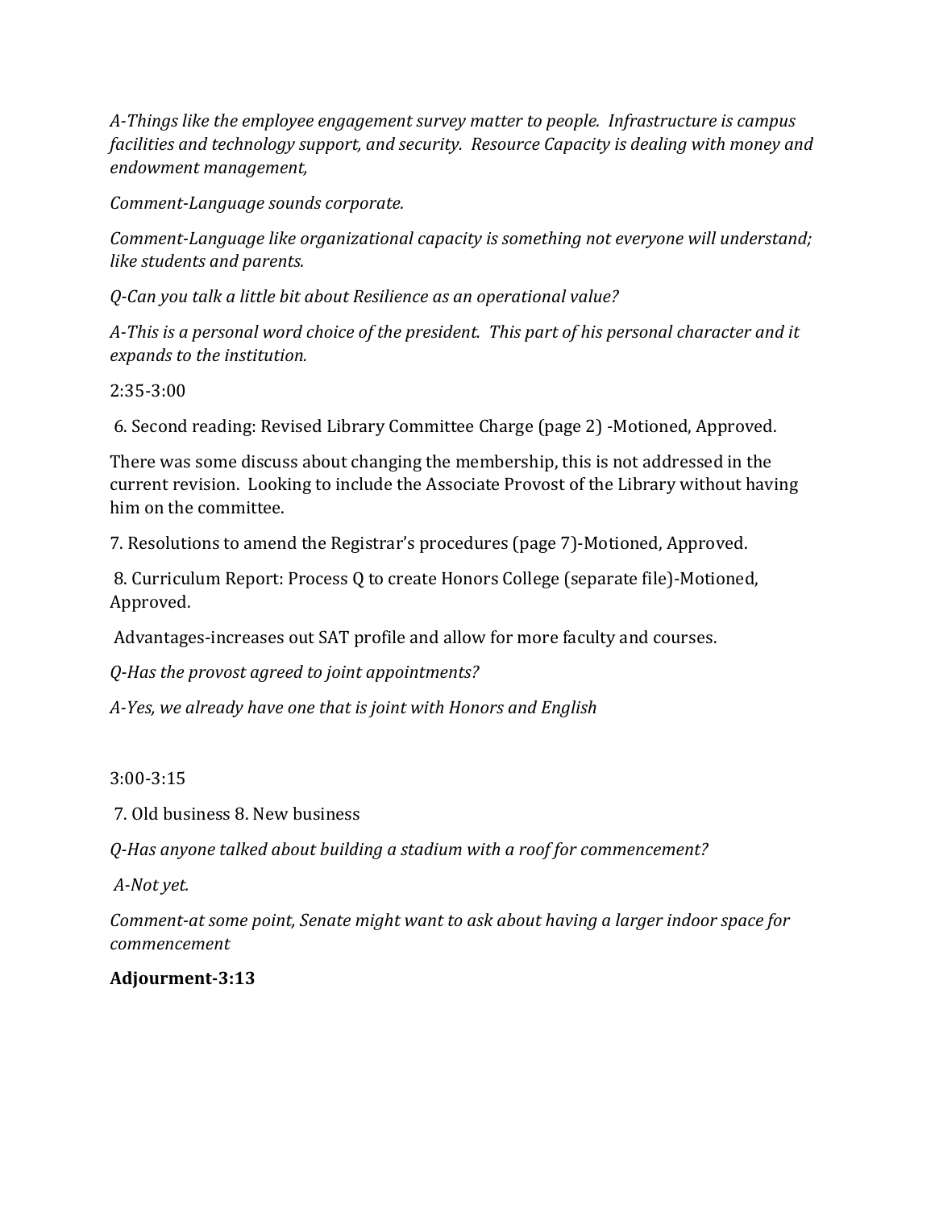*A-Things like the employee engagement survey matter to people.  Infrastructure is campus facilities and technology support, and security.  Resource Capacity is dealing with money and endowment management,*

*Comment-Language sounds corporate.*

*Comment-Language like organizational capacity is something not everyone will understand; like students and parents.*

*Q-Can you talk a little bit about Resilience as an operational value?*

*A-This is a personal word choice of the president.  This part of his personal character and it expands to the institution.*

2:35-3:00

6. Second reading: Revised Library Committee Charge (page 2) -Motioned, Approved.

There was some discuss about changing the membership, this is not addressed in the current revision.  Looking to include the Associate Provost of the Library without having him on the committee.

7. Resolutions to amend the Registrar's procedures (page 7)-Motioned, Approved.

8. Curriculum Report: Process Q to create Honors College (separate file)-Motioned, Approved.

Advantages-increases out SAT profile and allow for more faculty and courses.

*Q-Has the provost agreed to joint appointments?*

*A-Yes, we already have one that is joint with Honors and English*

3:00-3:15

7. Old business 8. New business

*Q-Has anyone talked about building a stadium with a roof for commencement?*

*A-Not yet.*

*Comment-at some point, Senate might want to ask about having a larger indoor space for commencement*

**Adjourment-3:13**